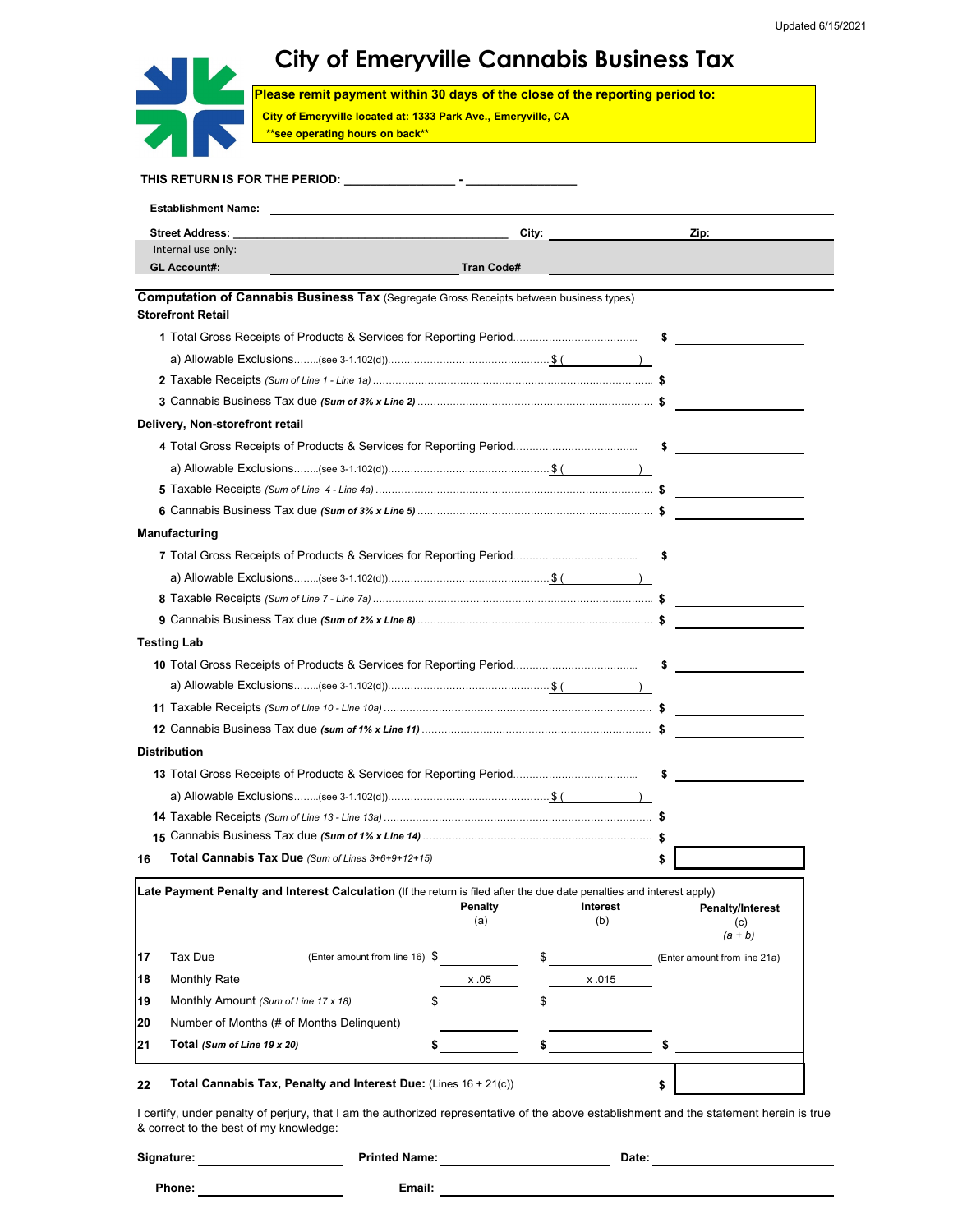Updated 6/15/2021

# City of Emeryville Cannabis Business Tax

**Please remit payment within 30 days of the close of the reporting period to:**

**City of Emeryville located at: 1333 Park Ave., Emeryville, CA**

**\*\*see operating hours on back\*\***

**THIS RETURN IS FOR THE PERIOD:** ________________ - ________________

**Establishment Name:** ____________________________________________

**Street Address:** ____________________________ **City:** ______________ **Zip:** __________

Internal use only:

**GL Account#:** ________________ **Tran Code#** ________________

## Computation of Cannabis Business Tax (Segregate Gross Receipts between business types)

### Storefront Retail

| | | |
|---|---|---|
| 1 | Total Gross Receipts of Products & Services for Reporting Period | $ |
| | a) Allowable Exclusions (see 3-1.102(d)) $ (       ) | |
| 2 | Taxable Receipts *(Sum of Line 1 - Line 1a)* | $ |
| 3 | Cannabis Business Tax due ***(Sum of 3% x Line 2)*** | $ |

### Delivery, Non-storefront retail

| | | |
|---|---|---|
| 4 | Total Gross Receipts of Products & Services for Reporting Period | $ |
| | a) Allowable Exclusions (see 3-1.102(d)) $ (       ) | |
| 5 | Taxable Receipts *(Sum of Line 4 - Line 4a)* | $ |
| 6 | Cannabis Business Tax due ***(Sum of 3% x Line 5)*** | $ |

### Manufacturing

| | | |
|---|---|---|
| 7 | Total Gross Receipts of Products & Services for Reporting Period | $ |
| | a) Allowable Exclusions (see 3-1.102(d)) $ (       ) | |
| 8 | Taxable Receipts *(Sum of Line 7 - Line 7a)* | $ |
| 9 | Cannabis Business Tax due ***(Sum of 2% x Line 8)*** | $ |

### Testing Lab

| | | |
|---|---|---|
| 10 | Total Gross Receipts of Products & Services for Reporting Period | $ |
| | a) Allowable Exclusions (see 3-1.102(d)) $ (       ) | |
| 11 | Taxable Receipts *(Sum of Line 10 - Line 10a)* | $ |
| 12 | Cannabis Business Tax due ***(sum of 1% x Line 11)*** | $ |

### Distribution

| | | |
|---|---|---|
| 13 | Total Gross Receipts of Products & Services for Reporting Period | $ |
| | a) Allowable Exclusions (see 3-1.102(d)) $ (       ) | |
| 14 | Taxable Receipts *(Sum of Line 13 - Line 13a)* | $ |
| 15 | Cannabis Business Tax due ***(Sum of 1% x Line 14)*** | $ |
| **16** | **Total Cannabis Tax Due** *(Sum of Lines 3+6+9+12+15)* | **$** |

## Late Payment Penalty and Interest Calculation (If the return is filed after the due date penalties and interest apply)

| | | **Penalty** (a) | **Interest** (b) | **Penalty/Interest** (c) *(a + b)* |
|---|---|---|---|---|
| 17 | Tax Due (Enter amount from line 16) | $ | $ | (Enter amount from line 21a) |
| 18 | Monthly Rate | x .05 | x .015 | |
| 19 | Monthly Amount *(Sum of Line 17 x 18)* | $ | $ | |
| 20 | Number of Months (# of Months Delinquent) | | | |
| 21 | **Total** ***(Sum of Line 19 x 20)*** | **$** | **$** | **$** |

**22 Total Cannabis Tax, Penalty and Interest Due:** (Lines 16 + 21(c)) **$**

I certify, under penalty of perjury, that I am the authorized representative of the above establishment and the statement herein is true & correct to the best of my knowledge:

**Signature:** ________________ **Printed Name:** ________________ **Date:** ________________

**Phone:** ________________ **Email:** ________________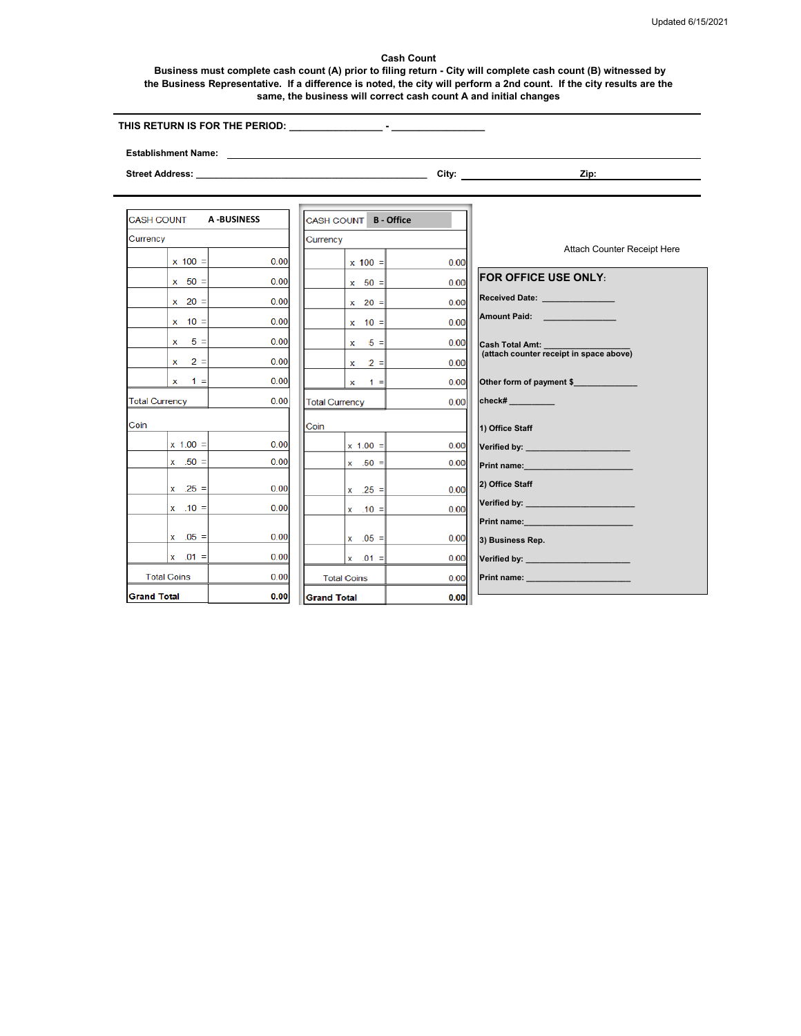Updated 6/15/2021

# Cash Count

**Business must complete cash count (A) prior to filing return - City will complete cash count (B) witnessed by the Business Representative. If a difference is noted, the city will perform a 2nd count. If the city results are the same, the business will correct cash count A and initial changes**

**THIS RETURN IS FOR THE PERIOD:** ________________ - ________________

**Establishment Name:** ______________________________________________

**Street Address:** ____________________________________________ **City:** ____________________ **Zip:** ____________

| CASH COUNT | A -BUSINESS | |
|---|---|---|
| Currency | | |
| | x 100 = | 0.00 |
| | x 50 = | 0.00 |
| | x 20 = | 0.00 |
| | x 10 = | 0.00 |
| | x 5 = | 0.00 |
| | x 2 = | 0.00 |
| | x 1 = | 0.00 |
| Total Currency | | 0.00 |
| Coin | | |
| | x 1.00 = | 0.00 |
| | x .50 = | 0.00 |
| | x .25 = | 0.00 |
| | x .10 = | 0.00 |
| | x .05 = | 0.00 |
| | x .01 = | 0.00 |
| Total Coins | | 0.00 |
| **Grand Total** | | **0.00** |

| CASH COUNT | B - Office | |
|---|---|---|
| Currency | | |
| | x 100 = | 0.00 |
| | x 50 = | 0.00 |
| | x 20 = | 0.00 |
| | x 10 = | 0.00 |
| | x 5 = | 0.00 |
| | x 2 = | 0.00 |
| | x 1 = | 0.00 |
| Total Currency | | 0.00 |
| Coin | | |
| | x 1.00 = | 0.00 |
| | x .50 = | 0.00 |
| | x .25 = | 0.00 |
| | x .10 = | 0.00 |
| | x .05 = | 0.00 |
| | x .01 = | 0.00 |
| Total Coins | | 0.00 |
| **Grand Total** | | **0.00** |

Attach Counter Receipt Here

**FOR OFFICE USE ONLY:**

**Received Date:** _______________

**Amount Paid:** _______________

**Cash Total Amt:** __________________
**(attach counter receipt in space above)**

**Other form of payment $**_____________

**check#** _________

**1) Office Staff**

**Verified by:** ______________________

**Print name:**______________________

**2) Office Staff**

**Verified by:** ______________________

**Print name:**______________________

**3) Business Rep.**

**Verified by:** ______________________

**Print name:** ______________________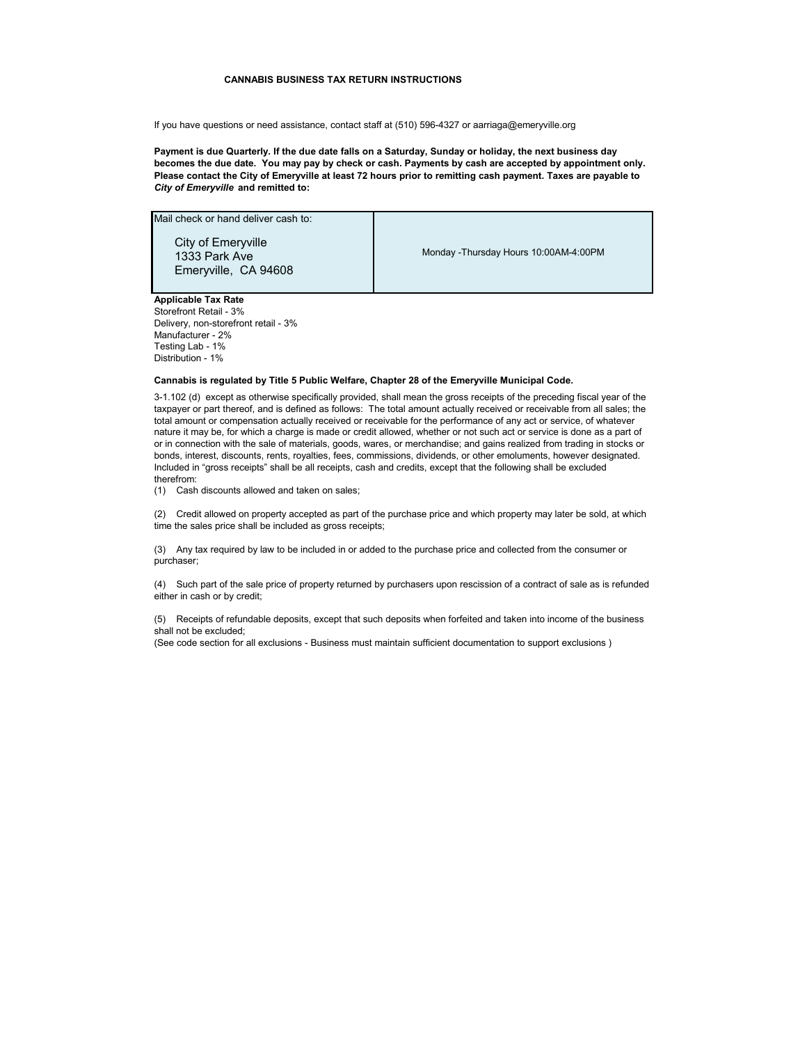# CANNABIS BUSINESS TAX RETURN INSTRUCTIONS

If you have questions or need assistance, contact staff at (510) 596-4327 or aarriaga@emeryville.org

**Payment is due Quarterly. If the due date falls on a Saturday, Sunday or holiday, the next business day becomes the due date. You may pay by check or cash. Payments by cash are accepted by appointment only. Please contact the City of Emeryville at least 72 hours prior to remitting cash payment. Taxes are payable to *City of Emeryville* and remitted to:**

| | |
|---|---|
| Mail check or hand deliver cash to:<br><br>City of Emeryville<br>1333 Park Ave<br>Emeryville, CA 94608 | Monday -Thursday Hours 10:00AM-4:00PM |

**Applicable Tax Rate**
Storefront Retail - 3%
Delivery, non-storefront retail - 3%
Manufacturer - 2%
Testing Lab - 1%
Distribution - 1%

**Cannabis is regulated by Title 5 Public Welfare, Chapter 28 of the Emeryville Municipal Code.**

3-1.102 (d) except as otherwise specifically provided, shall mean the gross receipts of the preceding fiscal year of the taxpayer or part thereof, and is defined as follows: The total amount actually received or receivable from all sales; the total amount or compensation actually received or receivable for the performance of any act or service, of whatever nature it may be, for which a charge is made or credit allowed, whether or not such act or service is done as a part of or in connection with the sale of materials, goods, wares, or merchandise; and gains realized from trading in stocks or bonds, interest, discounts, rents, royalties, fees, commissions, dividends, or other emoluments, however designated. Included in "gross receipts" shall be all receipts, cash and credits, except that the following shall be excluded therefrom:

(1) Cash discounts allowed and taken on sales;

(2) Credit allowed on property accepted as part of the purchase price and which property may later be sold, at which time the sales price shall be included as gross receipts;

(3) Any tax required by law to be included in or added to the purchase price and collected from the consumer or purchaser;

(4) Such part of the sale price of property returned by purchasers upon rescission of a contract of sale as is refunded either in cash or by credit;

(5) Receipts of refundable deposits, except that such deposits when forfeited and taken into income of the business shall not be excluded;

(See code section for all exclusions - Business must maintain sufficient documentation to support exclusions )